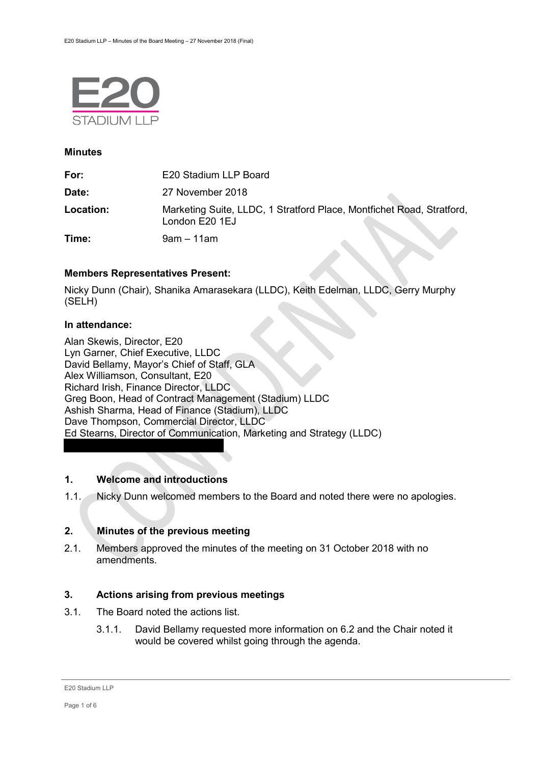E20 STADIUM LLP

## Minutes

| | |
|---|---|
| **For:** | E20 Stadium LLP Board |
| **Date:** | 27 November 2018 |
| **Location:** | Marketing Suite, LLDC, 1 Stratford Place, Montfichet Road, Stratford, London E20 1EJ |
| **Time:** | 9am – 11am |

**Members Representatives Present:**

Nicky Dunn (Chair), Shanika Amarasekara (LLDC), Keith Edelman, LLDC, Gerry Murphy (SELH)

**In attendance:**

Alan Skewis, Director, E20
Lyn Garner, Chief Executive, LLDC
David Bellamy, Mayor's Chief of Staff, GLA
Alex Williamson, Consultant, E20
Richard Irish, Finance Director, LLDC
Greg Boon, Head of Contract Management (Stadium) LLDC
Ashish Sharma, Head of Finance (Stadium), LLDC
Dave Thompson, Commercial Director, LLDC
Ed Stearns, Director of Communication, Marketing and Strategy (LLDC)

### 1. Welcome and introductions

1.1. Nicky Dunn welcomed members to the Board and noted there were no apologies.

### 2. Minutes of the previous meeting

2.1. Members approved the minutes of the meeting on 31 October 2018 with no amendments.

### 3. Actions arising from previous meetings

3.1. The Board noted the actions list.

3.1.1. David Bellamy requested more information on 6.2 and the Chair noted it would be covered whilst going through the agenda.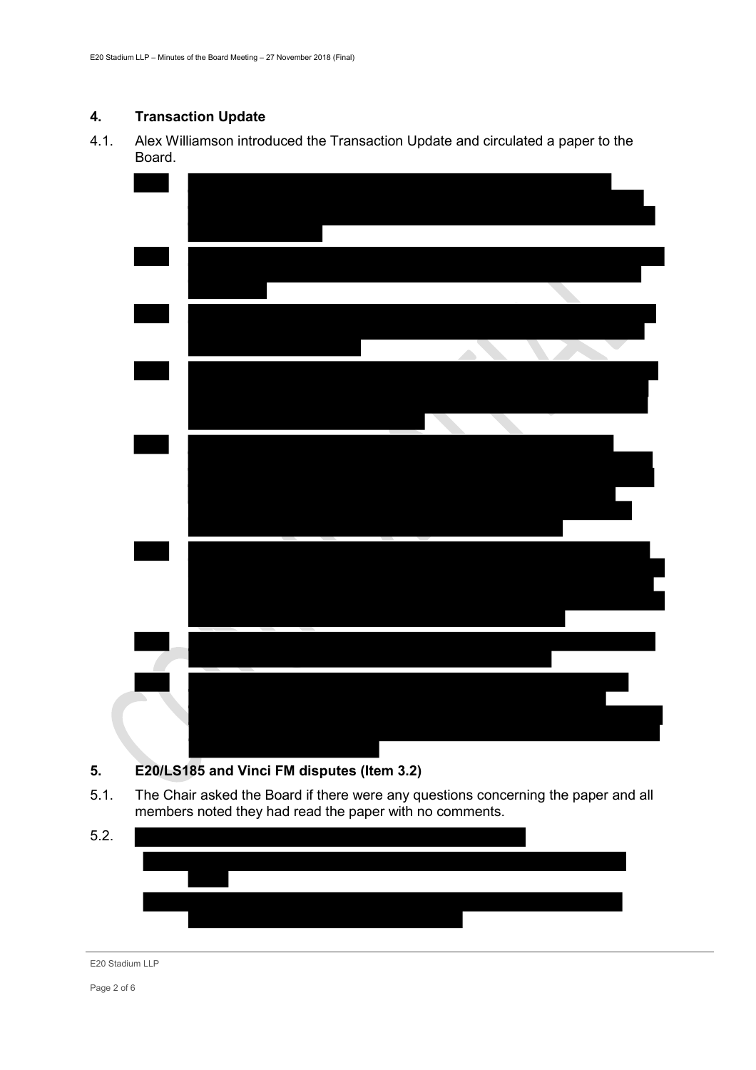## 4. Transaction Update

4.1. Alex Williamson introduced the Transaction Update and circulated a paper to the Board.

## 5. E20/LS185 and Vinci FM disputes (Item 3.2)

5.1. The Chair asked the Board if there were any questions concerning the paper and all members noted they had read the paper with no comments.

5.2.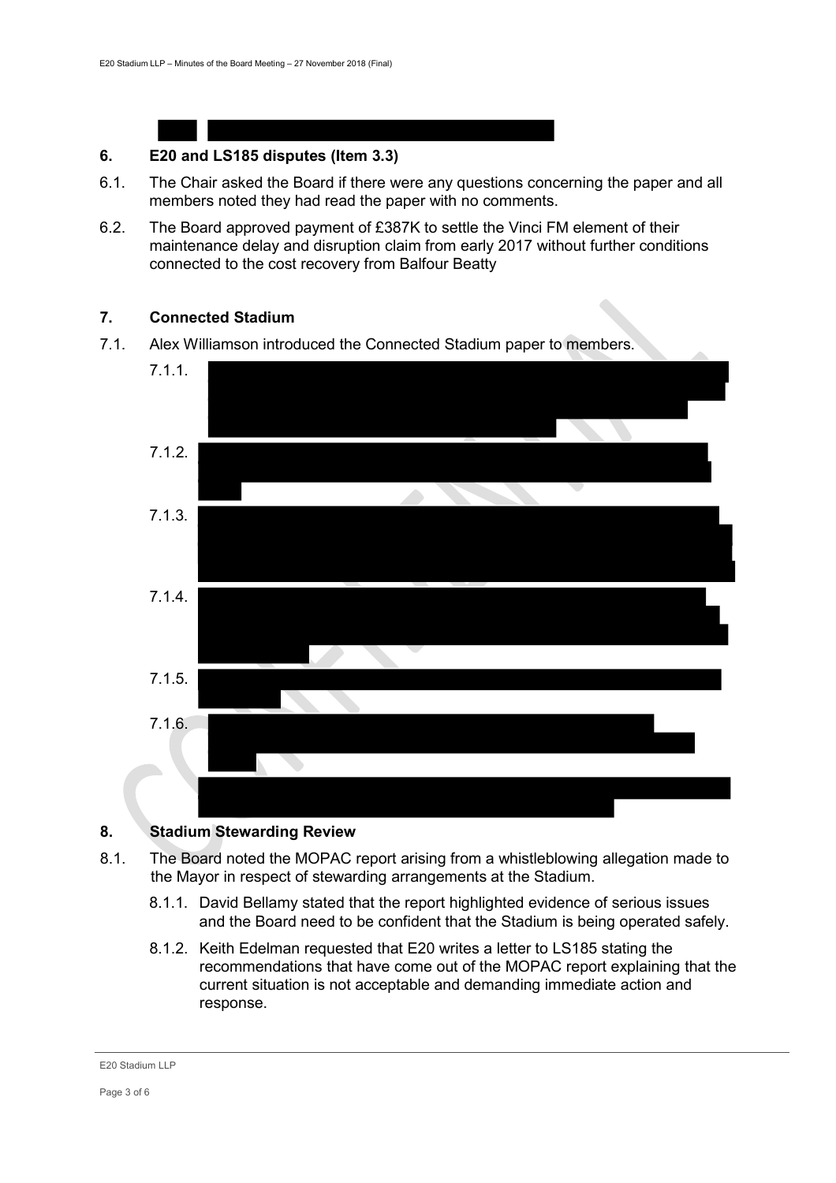## 6. E20 and LS185 disputes (Item 3.3)

6.1. The Chair asked the Board if there were any questions concerning the paper and all members noted they had read the paper with no comments.

6.2. The Board approved payment of £387K to settle the Vinci FM element of their maintenance delay and disruption claim from early 2017 without further conditions connected to the cost recovery from Balfour Beatty

## 7. Connected Stadium

7.1. Alex Williamson introduced the Connected Stadium paper to members.

7.1.1.

7.1.2.

7.1.3.

7.1.4.

7.1.5.

7.1.6.

## 8. Stadium Stewarding Review

8.1. The Board noted the MOPAC report arising from a whistleblowing allegation made to the Mayor in respect of stewarding arrangements at the Stadium.

8.1.1. David Bellamy stated that the report highlighted evidence of serious issues and the Board need to be confident that the Stadium is being operated safely.

8.1.2. Keith Edelman requested that E20 writes a letter to LS185 stating the recommendations that have come out of the MOPAC report explaining that the current situation is not acceptable and demanding immediate action and response.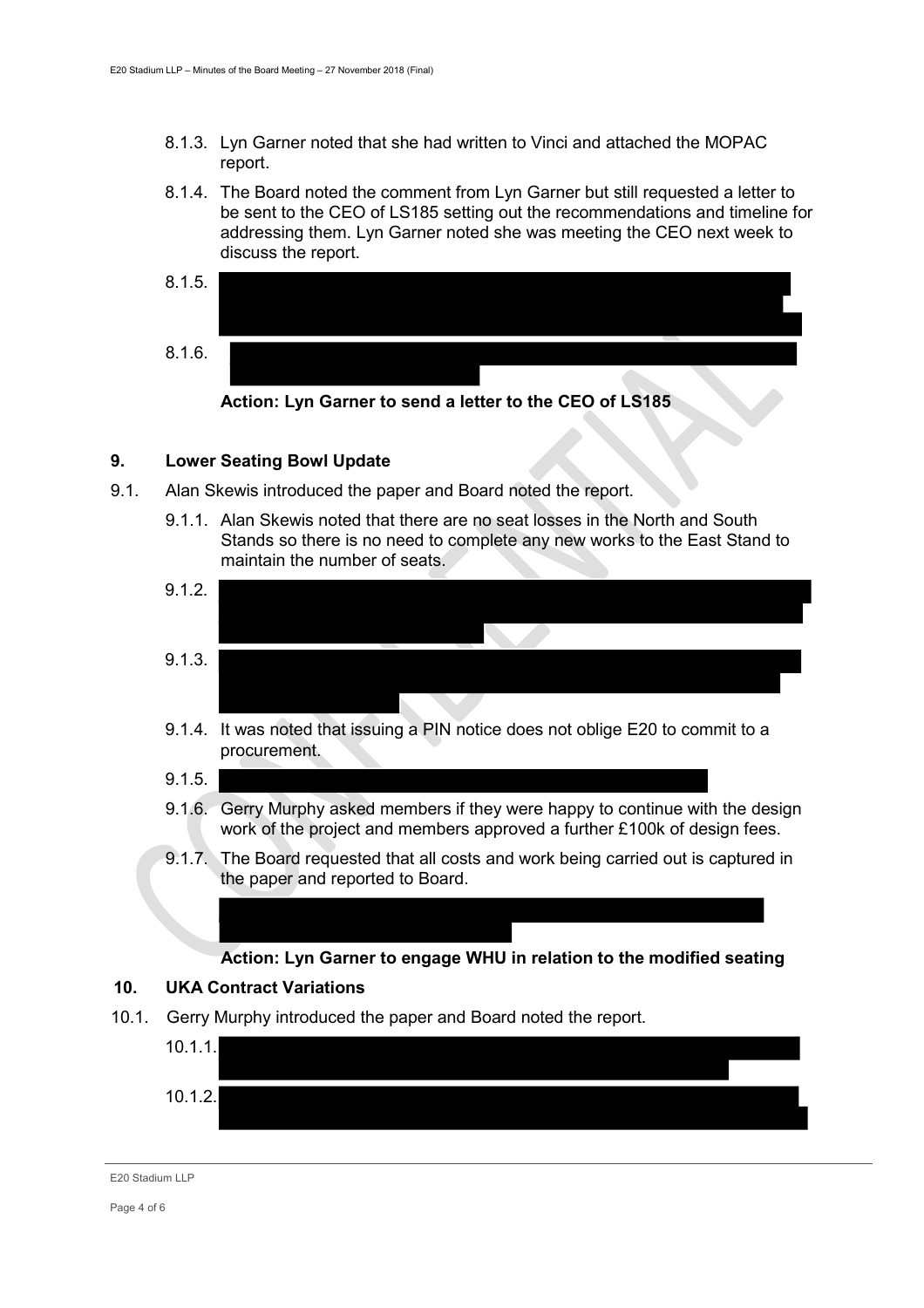8.1.3. Lyn Garner noted that she had written to Vinci and attached the MOPAC report.

8.1.4. The Board noted the comment from Lyn Garner but still requested a letter to be sent to the CEO of LS185 setting out the recommendations and timeline for addressing them. Lyn Garner noted she was meeting the CEO next week to discuss the report.

8.1.5.

8.1.6.

**Action: Lyn Garner to send a letter to the CEO of LS185**

## 9. Lower Seating Bowl Update

9.1. Alan Skewis introduced the paper and Board noted the report.

9.1.1. Alan Skewis noted that there are no seat losses in the North and South Stands so there is no need to complete any new works to the East Stand to maintain the number of seats.

9.1.2.

9.1.3.

9.1.4. It was noted that issuing a PIN notice does not oblige E20 to commit to a procurement.

9.1.5.

9.1.6. Gerry Murphy asked members if they were happy to continue with the design work of the project and members approved a further £100k of design fees.

9.1.7. The Board requested that all costs and work being carried out is captured in the paper and reported to Board.

**Action: Lyn Garner to engage WHU in relation to the modified seating**

## 10. UKA Contract Variations

10.1. Gerry Murphy introduced the paper and Board noted the report.

10.1.1.

10.1.2.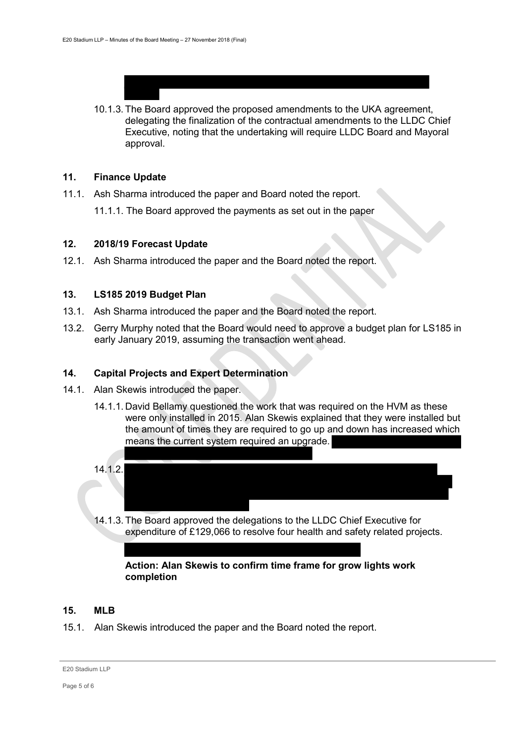10.1.3. The Board approved the proposed amendments to the UKA agreement, delegating the finalization of the contractual amendments to the LLDC Chief Executive, noting that the undertaking will require LLDC Board and Mayoral approval.

## 11. Finance Update

11.1. Ash Sharma introduced the paper and Board noted the report.

11.1.1. The Board approved the payments as set out in the paper

## 12. 2018/19 Forecast Update

12.1. Ash Sharma introduced the paper and the Board noted the report.

## 13. LS185 2019 Budget Plan

13.1. Ash Sharma introduced the paper and the Board noted the report.

13.2. Gerry Murphy noted that the Board would need to approve a budget plan for LS185 in early January 2019, assuming the transaction went ahead.

## 14. Capital Projects and Expert Determination

14.1. Alan Skewis introduced the paper.

14.1.1. David Bellamy questioned the work that was required on the HVM as these were only installed in 2015. Alan Skewis explained that they were installed but the amount of times they are required to go up and down has increased which means the current system required an upgrade.

14.1.2.

14.1.3. The Board approved the delegations to the LLDC Chief Executive for expenditure of £129,066 to resolve four health and safety related projects.

**Action: Alan Skewis to confirm time frame for grow lights work completion**

## 15. MLB

15.1. Alan Skewis introduced the paper and the Board noted the report.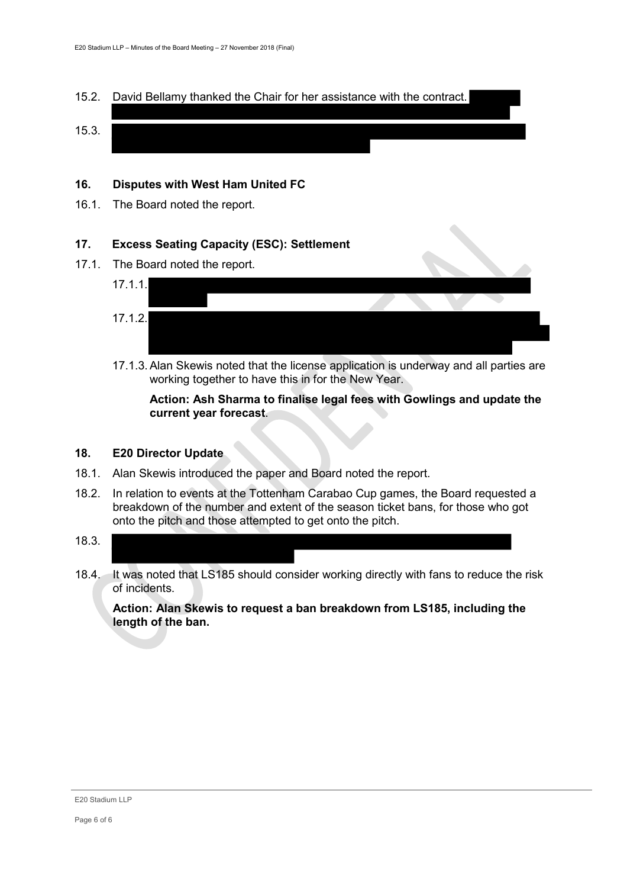15.2. David Bellamy thanked the Chair for her assistance with the contract.

15.3.

## 16. Disputes with West Ham United FC

16.1. The Board noted the report.

## 17. Excess Seating Capacity (ESC): Settlement

17.1. The Board noted the report.

17.1.1.

17.1.2.

17.1.3. Alan Skewis noted that the license application is underway and all parties are working together to have this in for the New Year.

**Action: Ash Sharma to finalise legal fees with Gowlings and update the current year forecast**.

## 18. E20 Director Update

18.1. Alan Skewis introduced the paper and Board noted the report.

18.2. In relation to events at the Tottenham Carabao Cup games, the Board requested a breakdown of the number and extent of the season ticket bans, for those who got onto the pitch and those attempted to get onto the pitch.

18.3.

18.4. It was noted that LS185 should consider working directly with fans to reduce the risk of incidents.

**Action: Alan Skewis to request a ban breakdown from LS185, including the length of the ban.**